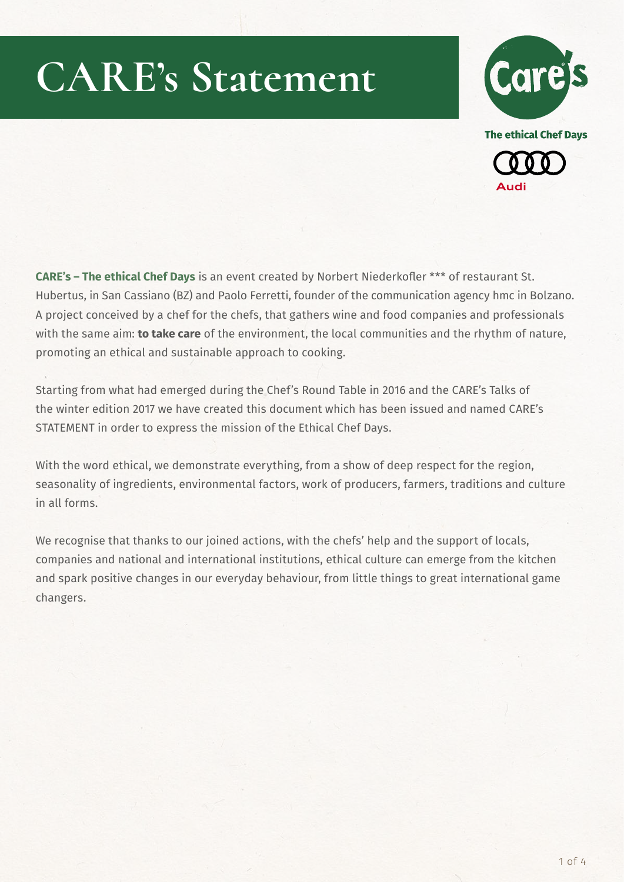# CARE's Statement

**CARE's – The ethical Chef Days** is an event created by Norbert Niederkofler *** of restaurant St. Hubertus, in San Cassiano (BZ) and Paolo Ferretti, founder of the communication agency hmc in Bolzano. A project conceived by a chef for the chefs, that gathers wine and food companies and professionals with the same aim: **to take care** of the environment, the local communities and the rhythm of nature, promoting an ethical and sustainable approach to cooking.

Starting from what had emerged during the Chef's Round Table in 2016 and the CARE's Talks of the winter edition 2017 we have created this document which has been issued and named CARE's STATEMENT in order to express the mission of the Ethical Chef Days.

With the word ethical, we demonstrate everything, from a show of deep respect for the region, seasonality of ingredients, environmental factors, work of producers, farmers, traditions and culture in all forms.

We recognise that thanks to our joined actions, with the chefs' help and the support of locals, companies and national and international institutions, ethical culture can emerge from the kitchen and spark positive changes in our everyday behaviour, from little things to great international game changers.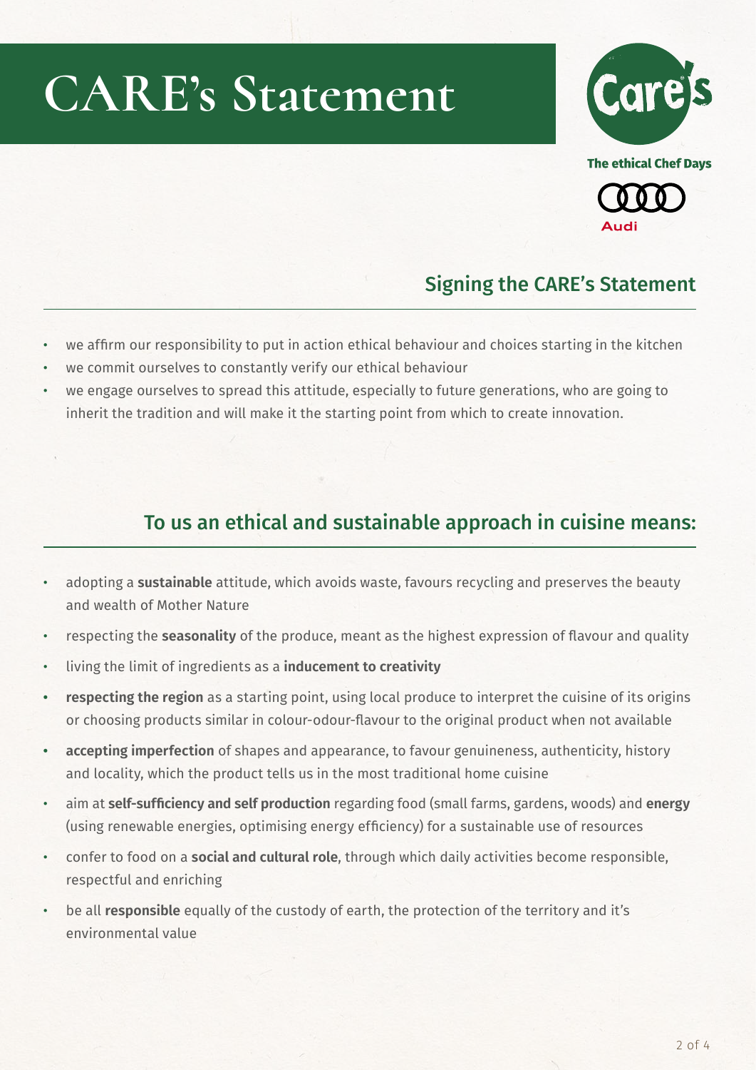# CARE's Statement

Care's

**The ethical Chef Days**

Audi

## Signing the CARE's Statement

- we affirm our responsibility to put in action ethical behaviour and choices starting in the kitchen
- we commit ourselves to constantly verify our ethical behaviour
- we engage ourselves to spread this attitude, especially to future generations, who are going to inherit the tradition and will make it the starting point from which to create innovation.

## To us an ethical and sustainable approach in cuisine means:

- adopting a **sustainable** attitude, which avoids waste, favours recycling and preserves the beauty and wealth of Mother Nature
- respecting the **seasonality** of the produce, meant as the highest expression of flavour and quality
- living the limit of ingredients as a **inducement to creativity**
- **respecting the region** as a starting point, using local produce to interpret the cuisine of its origins or choosing products similar in colour-odour-flavour to the original product when not available
- **accepting imperfection** of shapes and appearance, to favour genuineness, authenticity, history and locality, which the product tells us in the most traditional home cuisine
- aim at **self-sufficiency and self production** regarding food (small farms, gardens, woods) and **energy** (using renewable energies, optimising energy efficiency) for a sustainable use of resources
- confer to food on a **social and cultural role**, through which daily activities become responsible, respectful and enriching
- be all **responsible** equally of the custody of earth, the protection of the territory and it's environmental value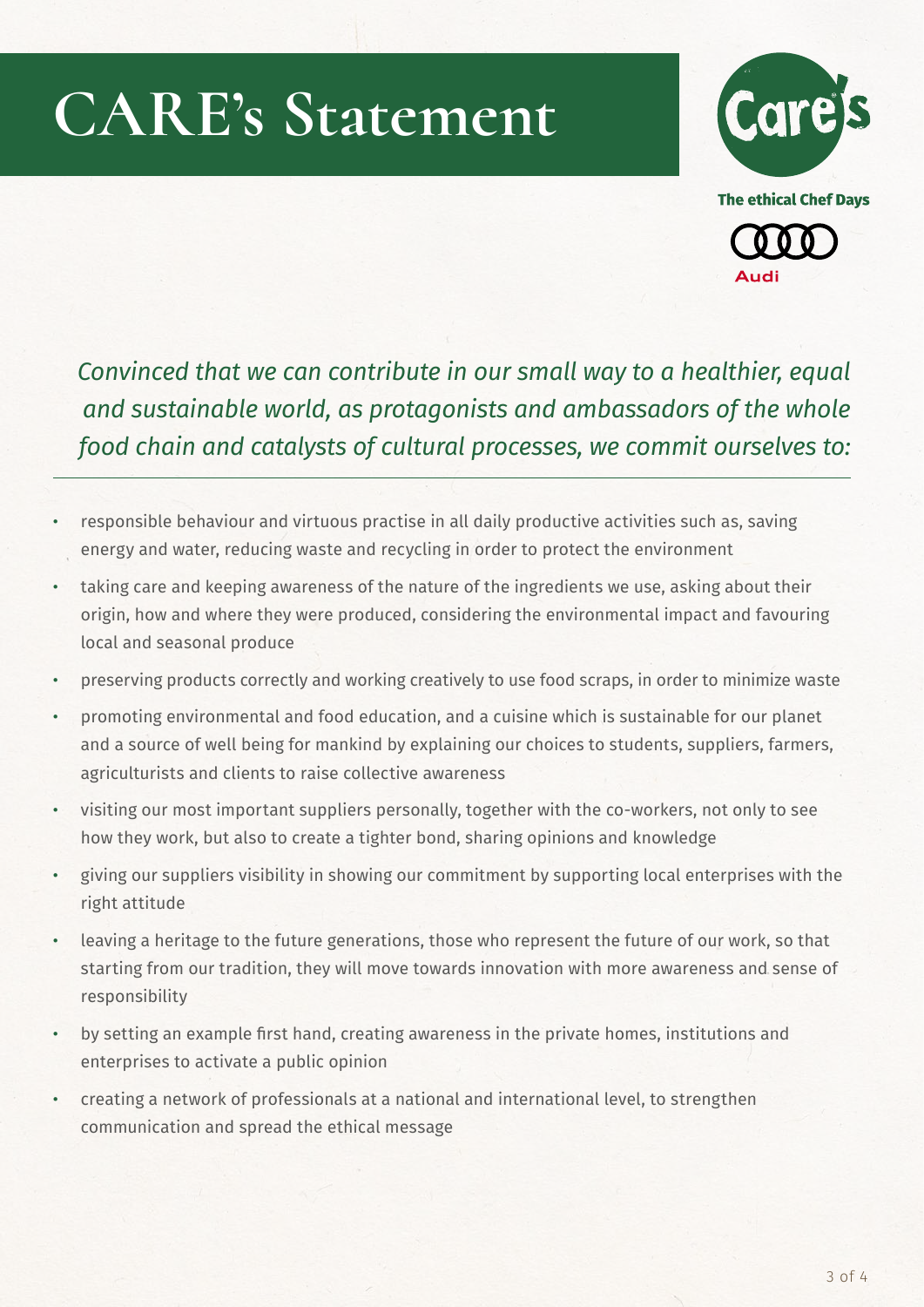# CARE's Statement

The ethical Chef Days

Audi

*Convinced that we can contribute in our small way to a healthier, equal and sustainable world, as protagonists and ambassadors of the whole food chain and catalysts of cultural processes, we commit ourselves to:*

---

- responsible behaviour and virtuous practise in all daily productive activities such as, saving energy and water, reducing waste and recycling in order to protect the environment
- taking care and keeping awareness of the nature of the ingredients we use, asking about their origin, how and where they were produced, considering the environmental impact and favouring local and seasonal produce
- preserving products correctly and working creatively to use food scraps, in order to minimize waste
- promoting environmental and food education, and a cuisine which is sustainable for our planet and a source of well being for mankind by explaining our choices to students, suppliers, farmers, agriculturists and clients to raise collective awareness
- visiting our most important suppliers personally, together with the co-workers, not only to see how they work, but also to create a tighter bond, sharing opinions and knowledge
- giving our suppliers visibility in showing our commitment by supporting local enterprises with the right attitude
- leaving a heritage to the future generations, those who represent the future of our work, so that starting from our tradition, they will move towards innovation with more awareness and sense of responsibility
- by setting an example first hand, creating awareness in the private homes, institutions and enterprises to activate a public opinion
- creating a network of professionals at a national and international level, to strengthen communication and spread the ethical message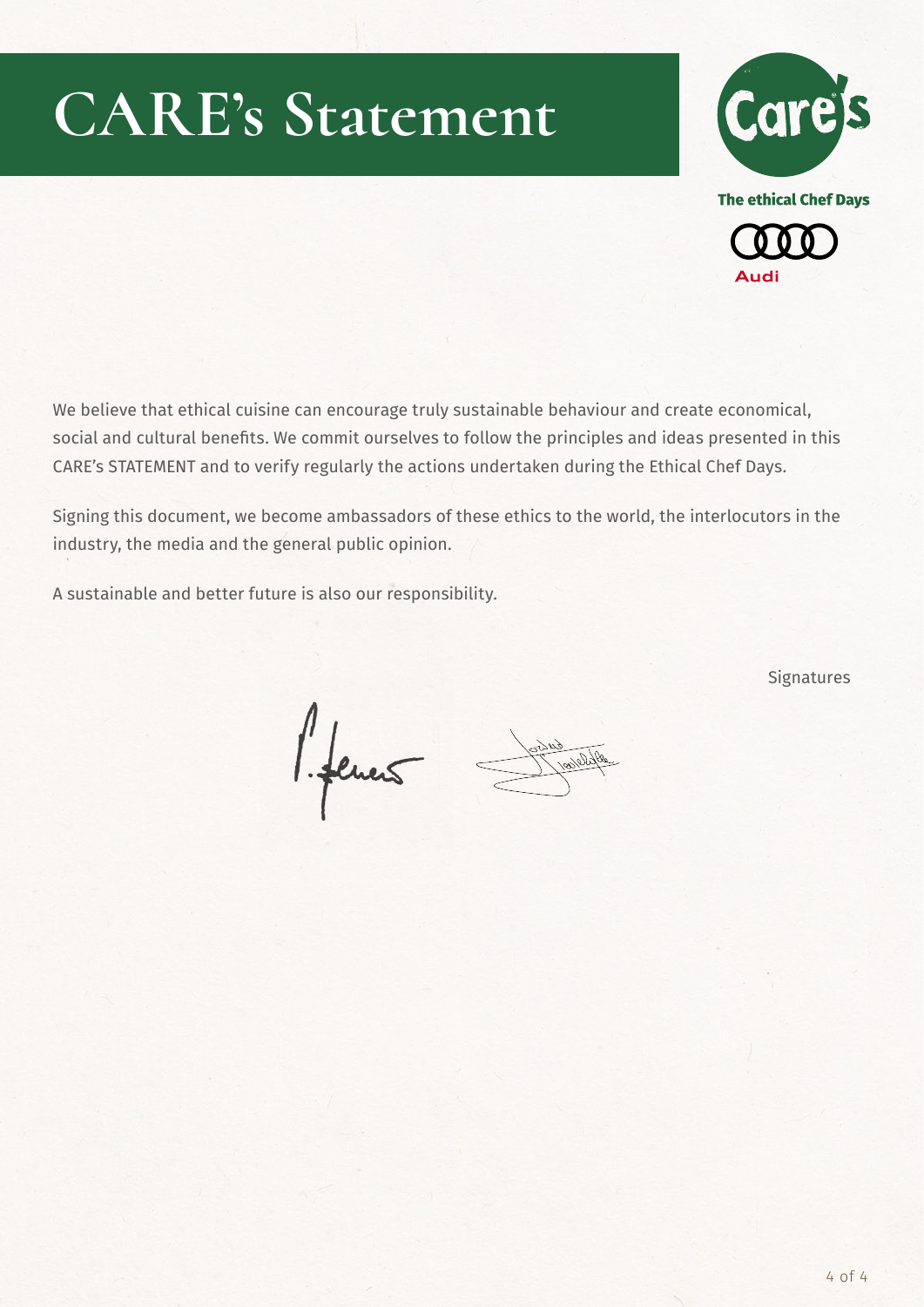# CARE's Statement

The ethical Chef Days

Audi

We believe that ethical cuisine can encourage truly sustainable behaviour and create economical, social and cultural benefits. We commit ourselves to follow the principles and ideas presented in this CARE's STATEMENT and to verify regularly the actions undertaken during the Ethical Chef Days.

Signing this document, we become ambassadors of these ethics to the world, the interlocutors in the industry, the media and the general public opinion.

A sustainable and better future is also our responsibility.

Signatures